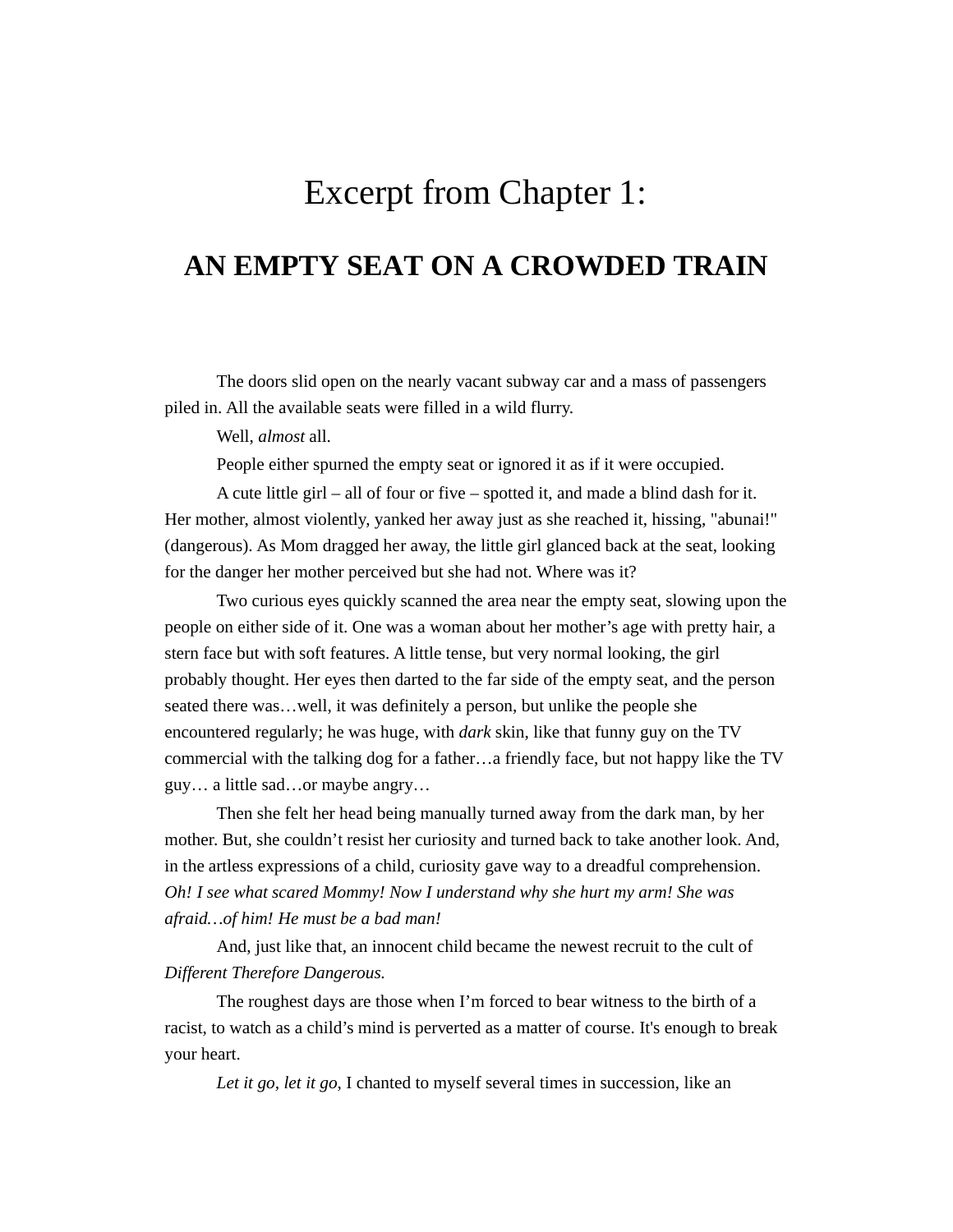# Excerpt from Chapter 1:

## AN EMPTY SEAT ON A CROWDED TRAIN

The doors slid open on the nearly vacant subway car and a mass of passengers piled in. All the available seats were filled in a wild flurry.

Well, *almost* all.

People either spurned the empty seat or ignored it as if it were occupied.

A cute little girl – all of four or five – spotted it, and made a blind dash for it. Her mother, almost violently, yanked her away just as she reached it, hissing, "abunai!" (dangerous). As Mom dragged her away, the little girl glanced back at the seat, looking for the danger her mother perceived but she had not. Where was it?

Two curious eyes quickly scanned the area near the empty seat, slowing upon the people on either side of it. One was a woman about her mother's age with pretty hair, a stern face but with soft features. A little tense, but very normal looking, the girl probably thought. Her eyes then darted to the far side of the empty seat, and the person seated there was…well, it was definitely a person, but unlike the people she encountered regularly; he was huge, with *dark* skin, like that funny guy on the TV commercial with the talking dog for a father…a friendly face, but not happy like the TV guy… a little sad…or maybe angry…

Then she felt her head being manually turned away from the dark man, by her mother. But, she couldn't resist her curiosity and turned back to take another look. And, in the artless expressions of a child, curiosity gave way to a dreadful comprehension. *Oh! I see what scared Mommy! Now I understand why she hurt my arm! She was afraid…of him! He must be a bad man!*

And, just like that, an innocent child became the newest recruit to the cult of *Different Therefore Dangerous.*

The roughest days are those when I'm forced to bear witness to the birth of a racist, to watch as a child's mind is perverted as a matter of course. It's enough to break your heart.

*Let it go, let it go*, I chanted to myself several times in succession, like an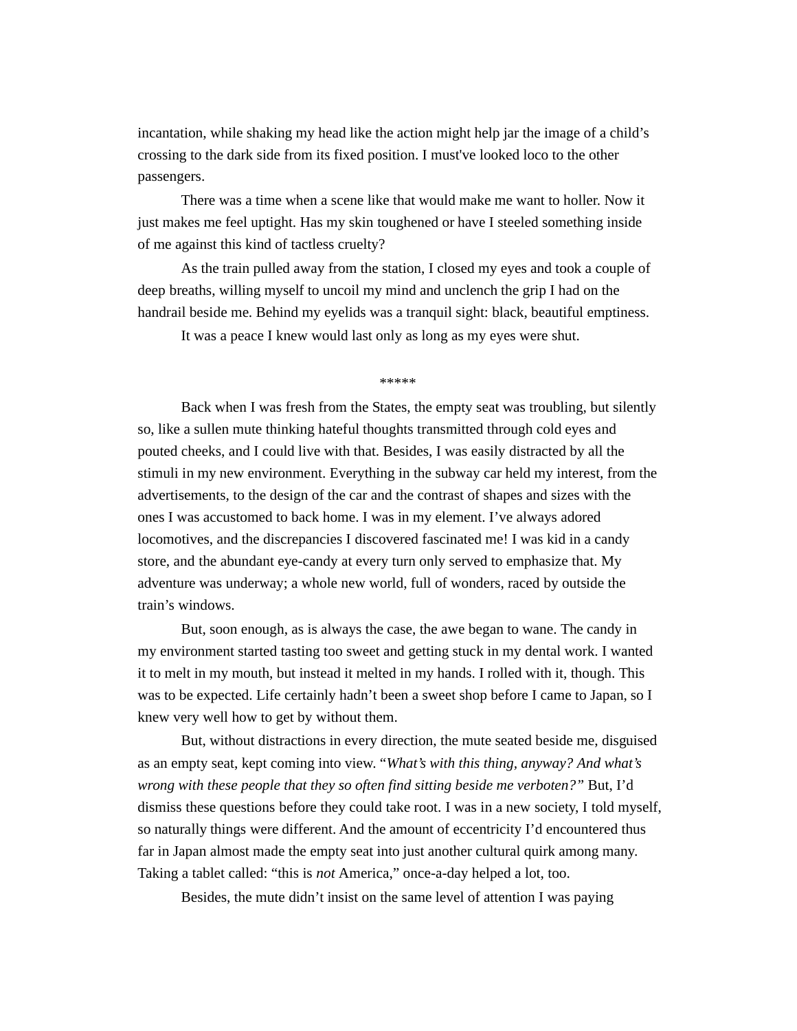incantation, while shaking my head like the action might help jar the image of a child's crossing to the dark side from its fixed position. I must've looked loco to the other passengers.

There was a time when a scene like that would make me want to holler. Now it just makes me feel uptight. Has my skin toughened or have I steeled something inside of me against this kind of tactless cruelty?

As the train pulled away from the station, I closed my eyes and took a couple of deep breaths, willing myself to uncoil my mind and unclench the grip I had on the handrail beside me. Behind my eyelids was a tranquil sight: black, beautiful emptiness.

It was a peace I knew would last only as long as my eyes were shut.

*****

Back when I was fresh from the States, the empty seat was troubling, but silently so, like a sullen mute thinking hateful thoughts transmitted through cold eyes and pouted cheeks, and I could live with that. Besides, I was easily distracted by all the stimuli in my new environment. Everything in the subway car held my interest, from the advertisements, to the design of the car and the contrast of shapes and sizes with the ones I was accustomed to back home. I was in my element. I've always adored locomotives, and the discrepancies I discovered fascinated me! I was kid in a candy store, and the abundant eye-candy at every turn only served to emphasize that. My adventure was underway; a whole new world, full of wonders, raced by outside the train's windows.

But, soon enough, as is always the case, the awe began to wane. The candy in my environment started tasting too sweet and getting stuck in my dental work. I wanted it to melt in my mouth, but instead it melted in my hands. I rolled with it, though. This was to be expected. Life certainly hadn't been a sweet shop before I came to Japan, so I knew very well how to get by without them.

But, without distractions in every direction, the mute seated beside me, disguised as an empty seat, kept coming into view. "*What's with this thing, anyway? And what's wrong with these people that they so often find sitting beside me verboten?"* But, I'd dismiss these questions before they could take root. I was in a new society, I told myself, so naturally things were different. And the amount of eccentricity I'd encountered thus far in Japan almost made the empty seat into just another cultural quirk among many. Taking a tablet called: "this is *not* America," once-a-day helped a lot, too.

Besides, the mute didn't insist on the same level of attention I was paying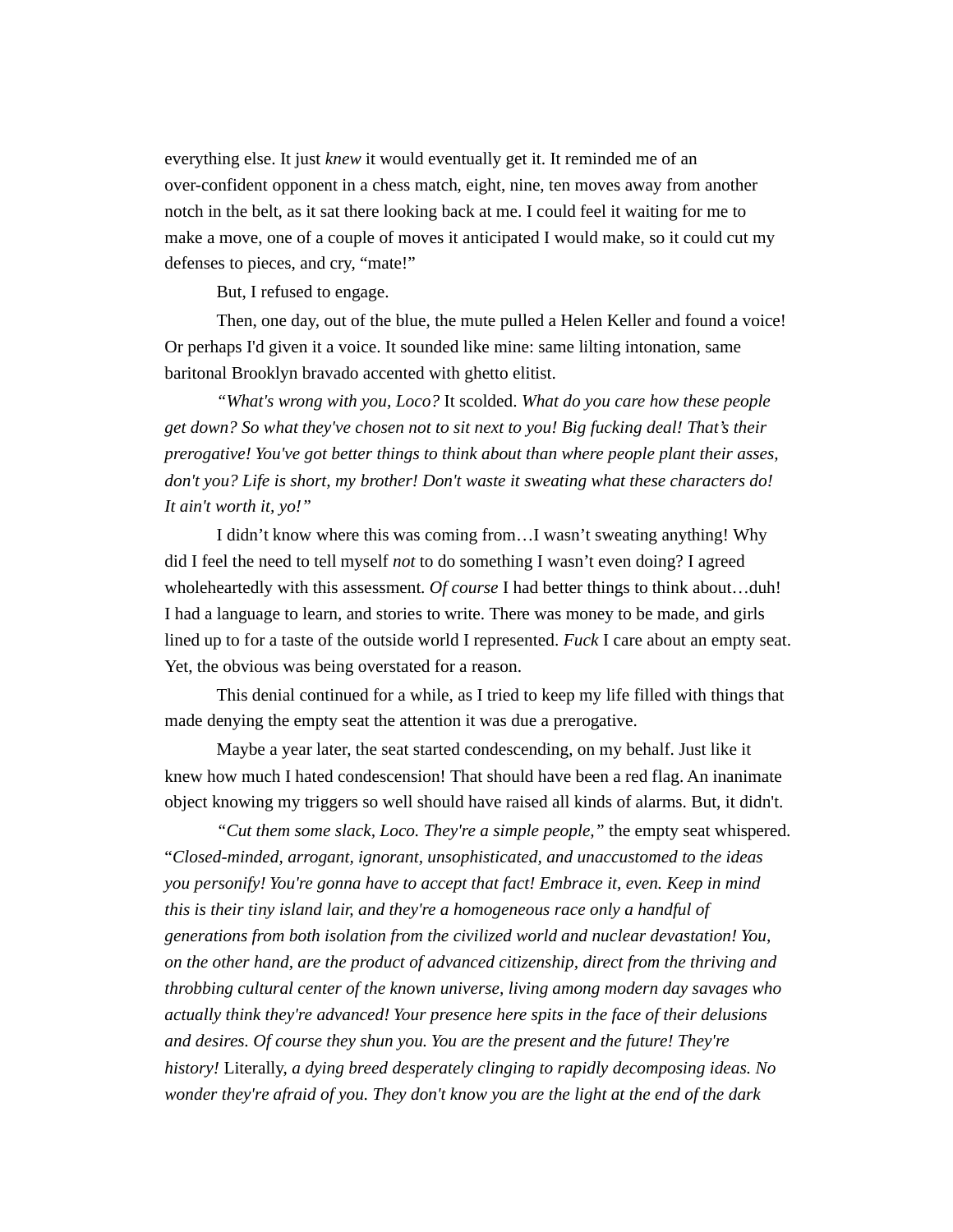everything else. It just *knew* it would eventually get it. It reminded me of an over-confident opponent in a chess match, eight, nine, ten moves away from another notch in the belt, as it sat there looking back at me. I could feel it waiting for me to make a move, one of a couple of moves it anticipated I would make, so it could cut my defenses to pieces, and cry, “mate!”

But, I refused to engage.

Then, one day, out of the blue, the mute pulled a Helen Keller and found a voice! Or perhaps I'd given it a voice. It sounded like mine: same lilting intonation, same baritonal Brooklyn bravado accented with ghetto elitist.

*“What's wrong with you, Loco?* It scolded. *What do you care how these people get down? So what they've chosen not to sit next to you! Big fucking deal! That’s their prerogative! You've got better things to think about than where people plant their asses, don't you? Life is short, my brother! Don't waste it sweating what these characters do! It ain't worth it, yo!”*

I didn’t know where this was coming from…I wasn’t sweating anything! Why did I feel the need to tell myself *not* to do something I wasn’t even doing? I agreed wholeheartedly with this assessment*. Of course* I had better things to think about…duh! I had a language to learn, and stories to write. There was money to be made, and girls lined up to for a taste of the outside world I represented. *Fuck* I care about an empty seat. Yet, the obvious was being overstated for a reason.

This denial continued for a while, as I tried to keep my life filled with things that made denying the empty seat the attention it was due a prerogative.

Maybe a year later, the seat started condescending, on my behalf. Just like it knew how much I hated condescension! That should have been a red flag. An inanimate object knowing my triggers so well should have raised all kinds of alarms. But, it didn't.

*“Cut them some slack, Loco. They're a simple people,”* the empty seat whispered. “*Closed-minded, arrogant, ignorant, unsophisticated, and unaccustomed to the ideas you personify! You're gonna have to accept that fact! Embrace it, even. Keep in mind this is their tiny island lair, and they're a homogeneous race only a handful of generations from both isolation from the civilized world and nuclear devastation! You, on the other hand, are the product of advanced citizenship, direct from the thriving and throbbing cultural center of the known universe, living among modern day savages who actually think they're advanced! Your presence here spits in the face of their delusions and desires. Of course they shun you. You are the present and the future! They're history!* Literally, *a dying breed desperately clinging to rapidly decomposing ideas. No wonder they're afraid of you. They don't know you are the light at the end of the dark*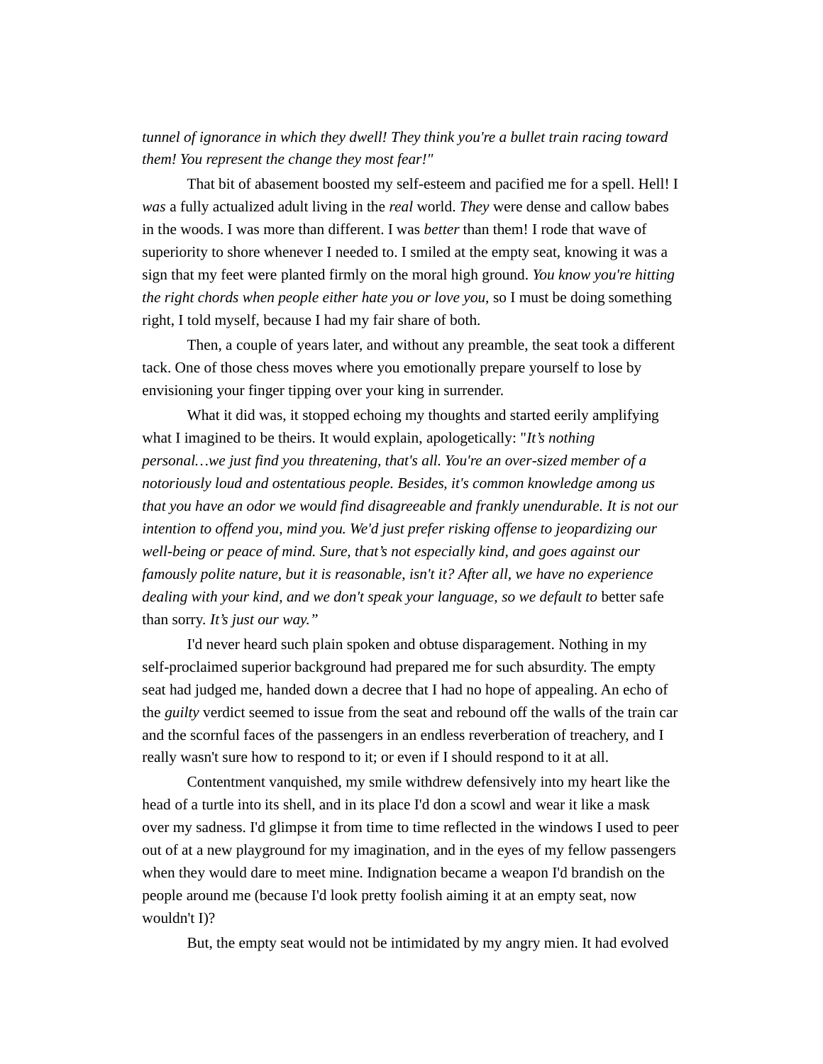*tunnel of ignorance in which they dwell! They think you're a bullet train racing toward them! You represent the change they most fear!"*

That bit of abasement boosted my self-esteem and pacified me for a spell. Hell! I *was* a fully actualized adult living in the *real* world. *They* were dense and callow babes in the woods. I was more than different. I was *better* than them! I rode that wave of superiority to shore whenever I needed to. I smiled at the empty seat, knowing it was a sign that my feet were planted firmly on the moral high ground. *You know you're hitting the right chords when people either hate you or love you*, so I must be doing something right, I told myself, because I had my fair share of both.

Then, a couple of years later, and without any preamble, the seat took a different tack. One of those chess moves where you emotionally prepare yourself to lose by envisioning your finger tipping over your king in surrender.

What it did was, it stopped echoing my thoughts and started eerily amplifying what I imagined to be theirs. It would explain, apologetically: "*It's nothing personal…we just find you threatening, that's all. You're an over-sized member of a notoriously loud and ostentatious people. Besides, it's common knowledge among us that you have an odor we would find disagreeable and frankly unendurable. It is not our intention to offend you, mind you. We'd just prefer risking offense to jeopardizing our well-being or peace of mind. Sure, that's not especially kind, and goes against our famously polite nature, but it is reasonable, isn't it? After all, we have no experience dealing with your kind, and we don't speak your language, so we default to* better safe than sorry. *It's just our way."*

I'd never heard such plain spoken and obtuse disparagement. Nothing in my self-proclaimed superior background had prepared me for such absurdity. The empty seat had judged me, handed down a decree that I had no hope of appealing. An echo of the *guilty* verdict seemed to issue from the seat and rebound off the walls of the train car and the scornful faces of the passengers in an endless reverberation of treachery, and I really wasn't sure how to respond to it; or even if I should respond to it at all.

Contentment vanquished, my smile withdrew defensively into my heart like the head of a turtle into its shell, and in its place I'd don a scowl and wear it like a mask over my sadness. I'd glimpse it from time to time reflected in the windows I used to peer out of at a new playground for my imagination, and in the eyes of my fellow passengers when they would dare to meet mine. Indignation became a weapon I'd brandish on the people around me (because I'd look pretty foolish aiming it at an empty seat, now wouldn't I)?

But, the empty seat would not be intimidated by my angry mien. It had evolved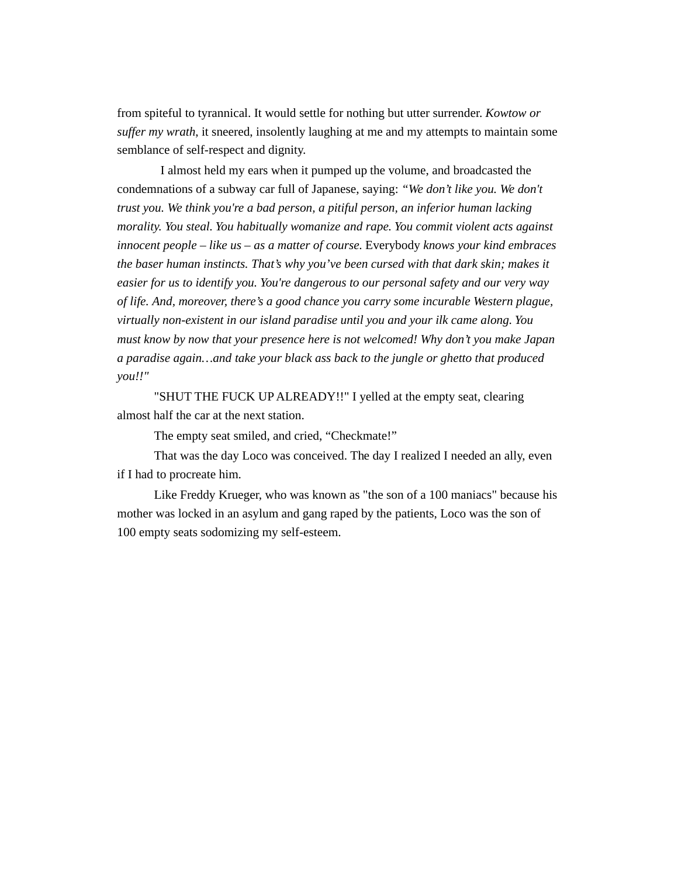from spiteful to tyrannical. It would settle for nothing but utter surrender. *Kowtow or suffer my wrath,* it sneered, insolently laughing at me and my attempts to maintain some semblance of self-respect and dignity.

I almost held my ears when it pumped up the volume, and broadcasted the condemnations of a subway car full of Japanese, saying: *"We don't like you. We don't trust you. We think you're a bad person, a pitiful person, an inferior human lacking morality. You steal. You habitually womanize and rape. You commit violent acts against innocent people – like us – as a matter of course.* Everybody *knows your kind embraces the baser human instincts. That's why you've been cursed with that dark skin; makes it easier for us to identify you. You're dangerous to our personal safety and our very way of life. And, moreover, there's a good chance you carry some incurable Western plague, virtually non-existent in our island paradise until you and your ilk came along. You must know by now that your presence here is not welcomed! Why don't you make Japan a paradise again…and take your black ass back to the jungle or ghetto that produced you!!"*

"SHUT THE FUCK UP ALREADY!!" I yelled at the empty seat, clearing almost half the car at the next station.

The empty seat smiled, and cried, "Checkmate!"

That was the day Loco was conceived. The day I realized I needed an ally, even if I had to procreate him.

Like Freddy Krueger, who was known as "the son of a 100 maniacs" because his mother was locked in an asylum and gang raped by the patients, Loco was the son of 100 empty seats sodomizing my self-esteem.